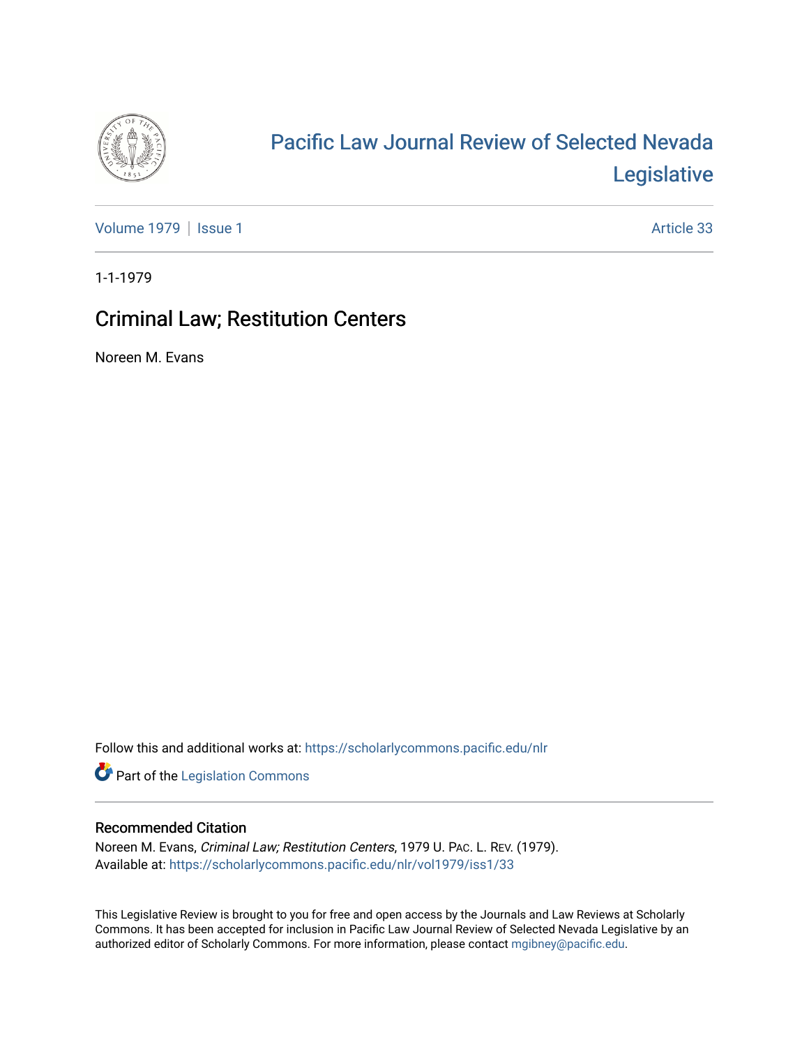# Pacific Law Journal Review of Selected Nevada Legislative

Volume 1979 | Issue 1 Article 33

1-1-1979

## Criminal Law; Restitution Centers

Noreen M. Evans

Follow this and additional works at: https://scholarlycommons.pacific.edu/nlr

Part of the Legislation Commons

### Recommended Citation

Noreen M. Evans, *Criminal Law; Restitution Centers*, 1979 U. PAC. L. REV. (1979).
Available at: https://scholarlycommons.pacific.edu/nlr/vol1979/iss1/33

This Legislative Review is brought to you for free and open access by the Journals and Law Reviews at Scholarly Commons. It has been accepted for inclusion in Pacific Law Journal Review of Selected Nevada Legislative by an authorized editor of Scholarly Commons. For more information, please contact mgibney@pacific.edu.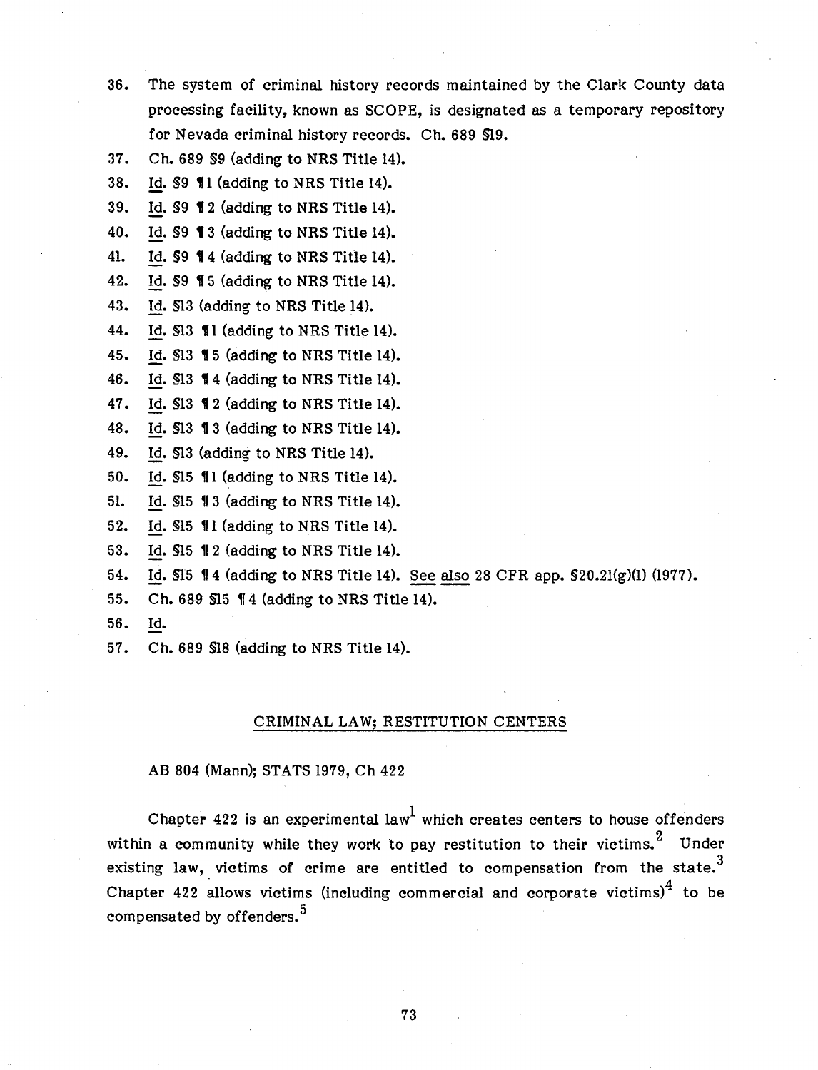36. The system of criminal history records maintained by the Clark County data processing facility, known as SCOPE, is designated as a temporary repository for Nevada criminal history records. Ch. 689 §19.
37. Ch. 689 §9 (adding to NRS Title 14).
38. Id. §9 ¶1 (adding to NRS Title 14).
39. Id. §9 ¶2 (adding to NRS Title 14).
40. Id. §9 ¶3 (adding to NRS Title 14).
41. Id. §9 ¶4 (adding to NRS Title 14).
42. Id. §9 ¶5 (adding to NRS Title 14).
43. Id. §13 (adding to NRS Title 14).
44. Id. §13 ¶1 (adding to NRS Title 14).
45. Id. §13 ¶5 (adding to NRS Title 14).
46. Id. §13 ¶4 (adding to NRS Title 14).
47. Id. §13 ¶2 (adding to NRS Title 14).
48. Id. §13 ¶3 (adding to NRS Title 14).
49. Id. §13 (adding to NRS Title 14).
50. Id. §15 ¶1 (adding to NRS Title 14).
51. Id. §15 ¶3 (adding to NRS Title 14).
52. Id. §15 ¶1 (adding to NRS Title 14).
53. Id. §15 ¶2 (adding to NRS Title 14).
54. Id. §15 ¶4 (adding to NRS Title 14). See also 28 CFR app. §20.21(g)(1) (1977).
55. Ch. 689 §15 ¶4 (adding to NRS Title 14).
56. Id.
57. Ch. 689 §18 (adding to NRS Title 14).

## CRIMINAL LAW; RESTITUTION CENTERS

AB 804 (Mann); STATS 1979, Ch 422

Chapter 422 is an experimental law[1] which creates centers to house offenders within a community while they work to pay restitution to their victims.[2] Under existing law, victims of crime are entitled to compensation from the state.[3] Chapter 422 allows victims (including commercial and corporate victims)[4] to be compensated by offenders.[5]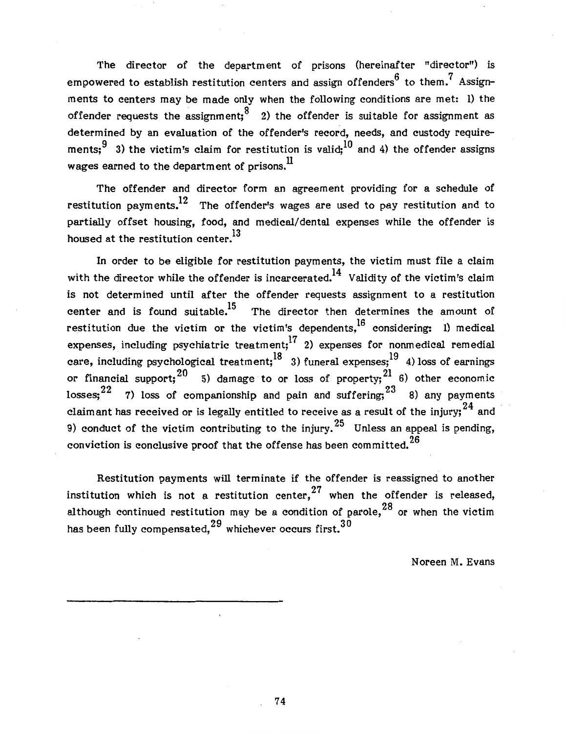The director of the department of prisons (hereinafter "director") is empowered to establish restitution centers and assign offenders[6] to them.[7] Assignments to centers may be made only when the following conditions are met: 1) the offender requests the assignment;[8] 2) the offender is suitable for assignment as determined by an evaluation of the offender's record, needs, and custody requirements;[9] 3) the victim's claim for restitution is valid;[10] and 4) the offender assigns wages earned to the department of prisons.[11]

The offender and director form an agreement providing for a schedule of restitution payments.[12] The offender's wages are used to pay restitution and to partially offset housing, food, and medical/dental expenses while the offender is housed at the restitution center.[13]

In order to be eligible for restitution payments, the victim must file a claim with the director while the offender is incarcerated.[14] Validity of the victim's claim is not determined until after the offender requests assignment to a restitution center and is found suitable.[15] The director then determines the amount of restitution due the victim or the victim's dependents,[16] considering: 1) medical expenses, including psychiatric treatment;[17] 2) expenses for nonmedical remedial care, including psychological treatment;[18] 3) funeral expenses;[19] 4) loss of earnings or financial support;[20] 5) damage to or loss of property;[21] 6) other economic losses;[22] 7) loss of companionship and pain and suffering;[23] 8) any payments claimant has received or is legally entitled to receive as a result of the injury;[24] and 9) conduct of the victim contributing to the injury.[25] Unless an appeal is pending, conviction is conclusive proof that the offense has been committed.[26]

Restitution payments will terminate if the offender is reassigned to another institution which is not a restitution center,[27] when the offender is released, although continued restitution may be a condition of parole,[28] or when the victim has been fully compensated,[29] whichever occurs first.[30]

Noreen M. Evans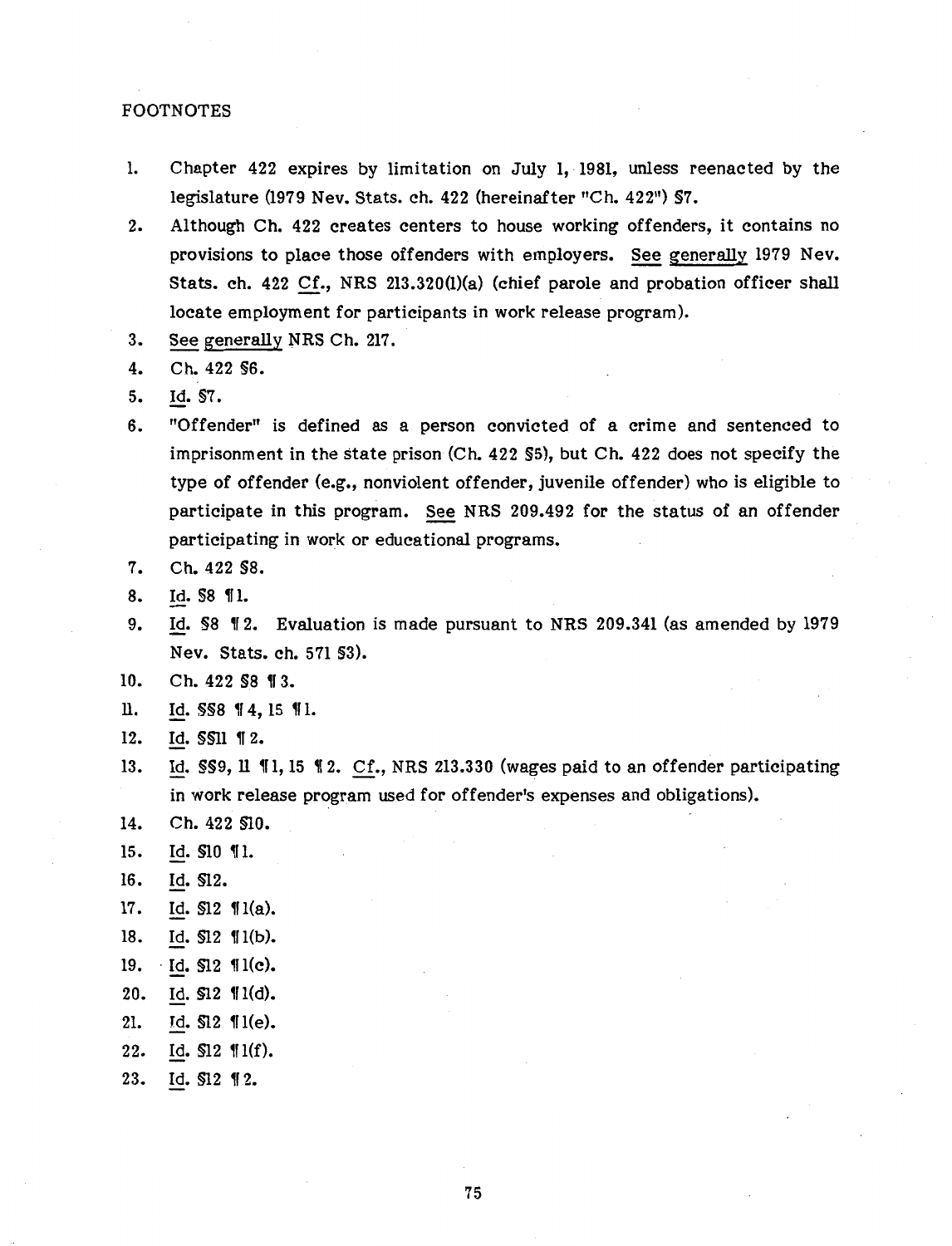FOOTNOTES

1. Chapter 422 expires by limitation on July 1, 1981, unless reenacted by the legislature (1979 Nev. Stats. ch. 422 (hereinafter "Ch. 422") §7.
2. Although Ch. 422 creates centers to house working offenders, it contains no provisions to place those offenders with employers. See generally 1979 Nev. Stats. ch. 422 Cf., NRS 213.320(1)(a) (chief parole and probation officer shall locate employment for participants in work release program).
3. See generally NRS Ch. 217.
4. Ch. 422 §6.
5. Id. §7.
6. "Offender" is defined as a person convicted of a crime and sentenced to imprisonment in the state prison (Ch. 422 §5), but Ch. 422 does not specify the type of offender (e.g., nonviolent offender, juvenile offender) who is eligible to participate in this program. See NRS 209.492 for the status of an offender participating in work or educational programs.
7. Ch. 422 §8.
8. Id. §8 ¶1.
9. Id. §8 ¶2. Evaluation is made pursuant to NRS 209.341 (as amended by 1979 Nev. Stats. ch. 571 §3).
10. Ch. 422 §8 ¶3.
11. Id. §§8 ¶4, 15 ¶1.
12. Id. §§11 ¶2.
13. Id. §§9, 11 ¶1, 15 ¶2. Cf., NRS 213.330 (wages paid to an offender participating in work release program used for offender's expenses and obligations).
14. Ch. 422 §10.
15. Id. §10 ¶1.
16. Id. §12.
17. Id. §12 ¶1(a).
18. Id. §12 ¶1(b).
19. Id. §12 ¶1(c).
20. Id. §12 ¶1(d).
21. Id. §12 ¶1(e).
22. Id. §12 ¶1(f).
23. Id. §12 ¶2.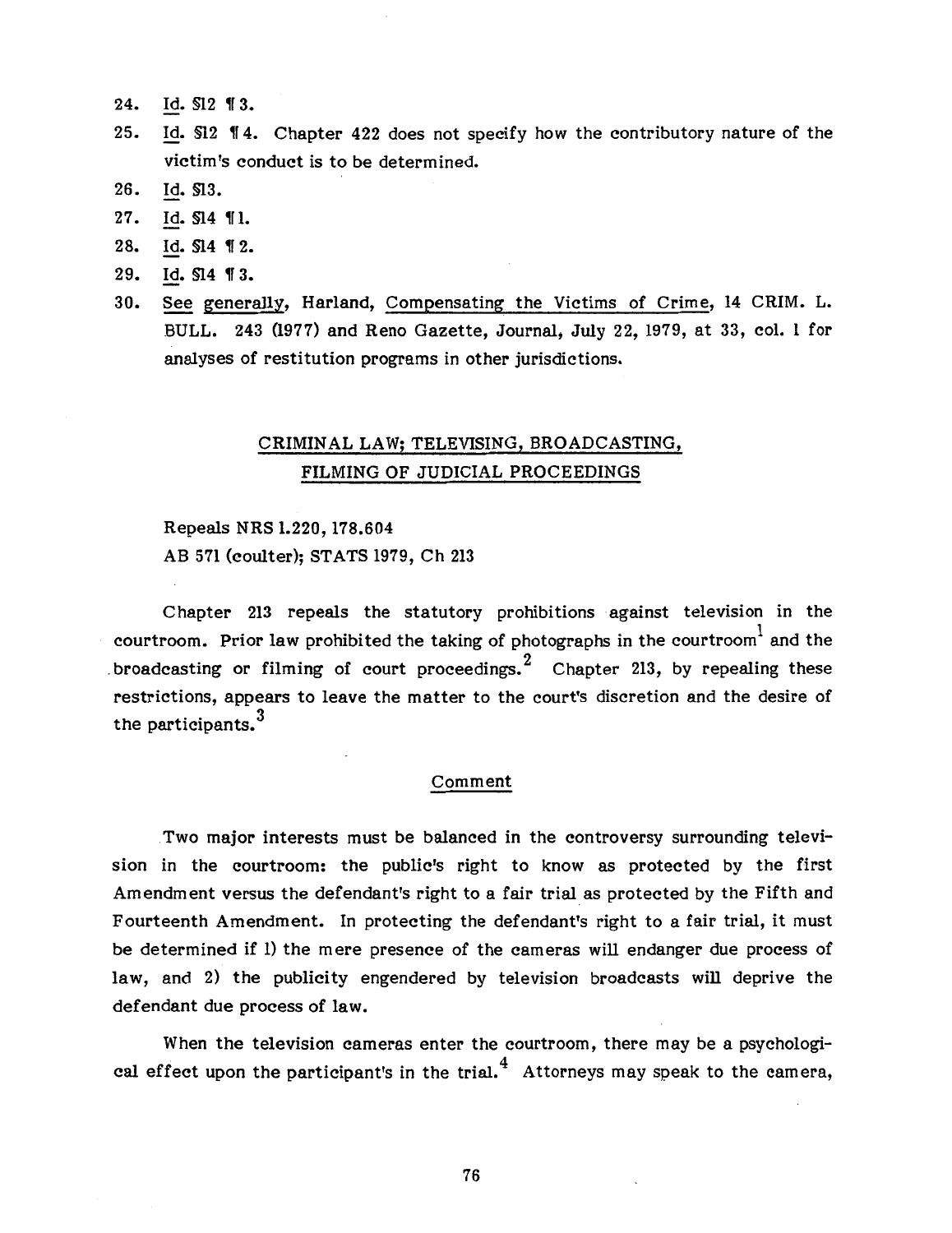24. Id. §12 ¶ 3.
25. Id. §12 ¶ 4. Chapter 422 does not specify how the contributory nature of the victim's conduct is to be determined.
26. Id. §13.
27. Id. §14 ¶ 1.
28. Id. §14 ¶ 2.
29. Id. §14 ¶ 3.
30. See generally, Harland, Compensating the Victims of Crime, 14 CRIM. L. BULL. 243 (1977) and Reno Gazette, Journal, July 22, 1979, at 33, col. 1 for analyses of restitution programs in other jurisdictions.

## CRIMINAL LAW; TELEVISING, BROADCASTING, FILMING OF JUDICIAL PROCEEDINGS

Repeals NRS 1.220, 178.604
AB 571 (coulter); STATS 1979, Ch 213

Chapter 213 repeals the statutory prohibitions against television in the courtroom. Prior law prohibited the taking of photographs in the courtroom[1] and the broadcasting or filming of court proceedings.[2] Chapter 213, by repealing these restrictions, appears to leave the matter to the court's discretion and the desire of the participants.[3]

### Comment

Two major interests must be balanced in the controversy surrounding television in the courtroom: the public's right to know as protected by the first Amendment versus the defendant's right to a fair trial as protected by the Fifth and Fourteenth Amendment. In protecting the defendant's right to a fair trial, it must be determined if 1) the mere presence of the cameras will endanger due process of law, and 2) the publicity engendered by television broadcasts will deprive the defendant due process of law.

When the television cameras enter the courtroom, there may be a psychological effect upon the participant's in the trial.[4] Attorneys may speak to the camera,